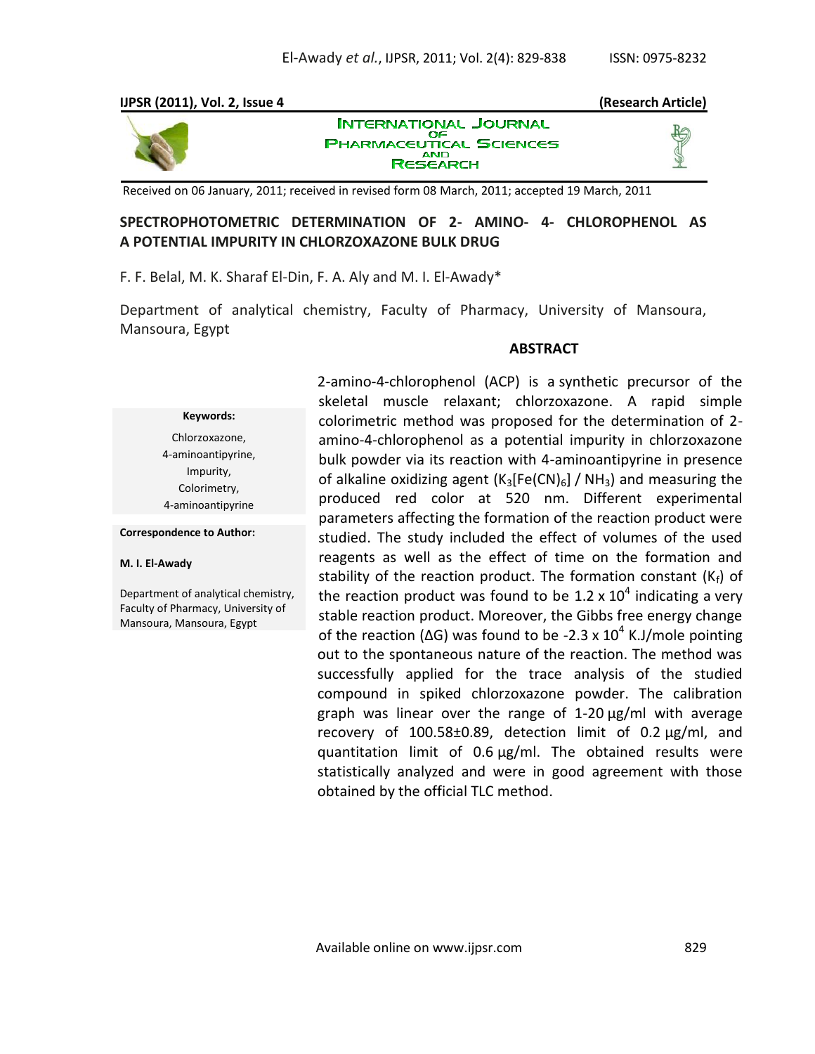**IJPSR (2011), Vol. 2, Issue 4** **(Research Article)**

INTERNATIONAL JOURNAL OF PHARMACEUTICAL SCIENCES AND RESEARCH

Received on 06 January, 2011; received in revised form 08 March, 2011; accepted 19 March, 2011

# SPECTROPHOTOMETRIC DETERMINATION OF 2- AMINO- 4- CHLOROPHENOL AS A POTENTIAL IMPURITY IN CHLORZOXAZONE BULK DRUG

F. F. Belal, M. K. Sharaf El-Din, F. A. Aly and M. I. El-Awady*

Department of analytical chemistry, Faculty of Pharmacy, University of Mansoura, Mansoura, Egypt

**Keywords:**

Chlorzoxazone,
4-aminoantipyrine,
Impurity,
Colorimetry,
4-aminoantipyrine

**Correspondence to Author:**

**M. I. El-Awady**

Department of analytical chemistry, Faculty of Pharmacy, University of Mansoura, Mansoura, Egypt

## ABSTRACT

2-amino-4-chlorophenol (ACP) is a synthetic precursor of the skeletal muscle relaxant; chlorzoxazone. A rapid simple colorimetric method was proposed for the determination of 2-amino-4-chlorophenol as a potential impurity in chlorzoxazone bulk powder via its reaction with 4-aminoantipyrine in presence of alkaline oxidizing agent ($K_3[Fe(CN)_6]$ / $NH_3$) and measuring the produced red color at 520 nm. Different experimental parameters affecting the formation of the reaction product were studied. The study included the effect of volumes of the used reagents as well as the effect of time on the formation and stability of the reaction product. The formation constant ($K_f$) of the reaction product was found to be $1.2 \times 10^4$ indicating a very stable reaction product. Moreover, the Gibbs free energy change of the reaction ($\Delta G$) was found to be $-2.3 \times 10^4$ K.J/mole pointing out to the spontaneous nature of the reaction. The method was successfully applied for the trace analysis of the studied compound in spiked chlorzoxazone powder. The calibration graph was linear over the range of 1-20 µg/ml with average recovery of 100.58±0.89, detection limit of 0.2 µg/ml, and quantitation limit of 0.6 µg/ml. The obtained results were statistically analyzed and were in good agreement with those obtained by the official TLC method.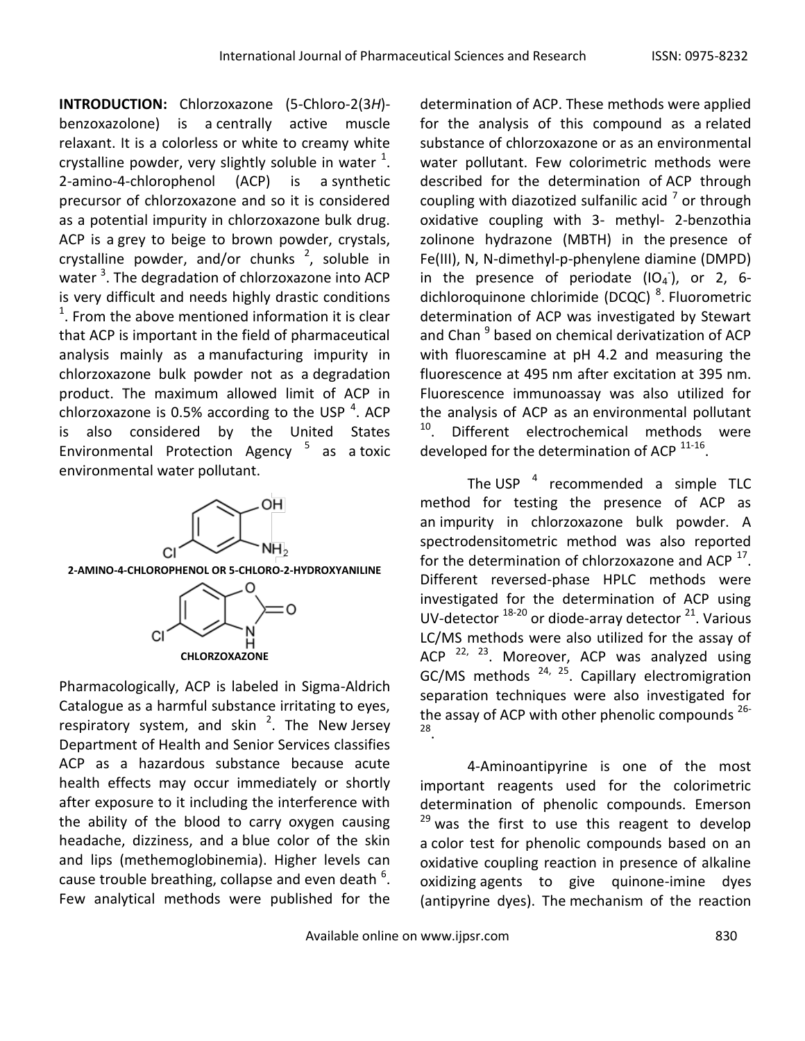**INTRODUCTION:** Chlorzoxazone (5-Chloro-2(3*H*)-benzoxazolone) is a centrally active muscle relaxant. It is a colorless or white to creamy white crystalline powder, very slightly soluble in water [1]. 2-amino-4-chlorophenol (ACP) is a synthetic precursor of chlorzoxazone and so it is considered as a potential impurity in chlorzoxazone bulk drug. ACP is a grey to beige to brown powder, crystals, crystalline powder, and/or chunks [2], soluble in water [3]. The degradation of chlorzoxazone into ACP is very difficult and needs highly drastic conditions [1]. From the above mentioned information it is clear that ACP is important in the field of pharmaceutical analysis mainly as a manufacturing impurity in chlorzoxazone bulk powder not as a degradation product. The maximum allowed limit of ACP in chlorzoxazone is 0.5% according to the USP [4]. ACP is also considered by the United States Environmental Protection Agency [5] as a toxic environmental water pollutant.

**2-AMINO-4-CHLOROPHENOL OR 5-CHLORO-2-HYDROXYANILINE**

**CHLORZOXAZONE**

Pharmacologically, ACP is labeled in Sigma-Aldrich Catalogue as a harmful substance irritating to eyes, respiratory system, and skin [2]. The New Jersey Department of Health and Senior Services classifies ACP as a hazardous substance because acute health effects may occur immediately or shortly after exposure to it including the interference with the ability of the blood to carry oxygen causing headache, dizziness, and a blue color of the skin and lips (methemoglobinemia). Higher levels can cause trouble breathing, collapse and even death [6]. Few analytical methods were published for the determination of ACP. These methods were applied for the analysis of this compound as a related substance of chlorzoxazone or as an environmental water pollutant. Few colorimetric methods were described for the determination of ACP through coupling with diazotized sulfanilic acid [7] or through oxidative coupling with 3- methyl- 2-benzothia zolinone hydrazone (MBTH) in the presence of Fe(III), N, N-dimethyl-p-phenylene diamine (DMPD) in the presence of periodate ($IO_4^-$), or 2, 6-dichloroquinone chlorimide (DCQC) [8]. Fluorometric determination of ACP was investigated by Stewart and Chan [9] based on chemical derivatization of ACP with fluorescamine at pH 4.2 and measuring the fluorescence at 495 nm after excitation at 395 nm. Fluorescence immunoassay was also utilized for the analysis of ACP as an environmental pollutant [10]. Different electrochemical methods were developed for the determination of ACP [11-16].

The USP [4] recommended a simple TLC method for testing the presence of ACP as an impurity in chlorzoxazone bulk powder. A spectrodensitometric method was also reported for the determination of chlorzoxazone and ACP [17]. Different reversed-phase HPLC methods were investigated for the determination of ACP using UV-detector [18-20] or diode-array detector [21]. Various LC/MS methods were also utilized for the assay of ACP [22, 23]. Moreover, ACP was analyzed using GC/MS methods [24, 25]. Capillary electromigration separation techniques were also investigated for the assay of ACP with other phenolic compounds [26-28].

4-Aminoantipyrine is one of the most important reagents used for the colorimetric determination of phenolic compounds. Emerson [29] was the first to use this reagent to develop a color test for phenolic compounds based on an oxidative coupling reaction in presence of alkaline oxidizing agents to give quinone-imine dyes (antipyrine dyes). The mechanism of the reaction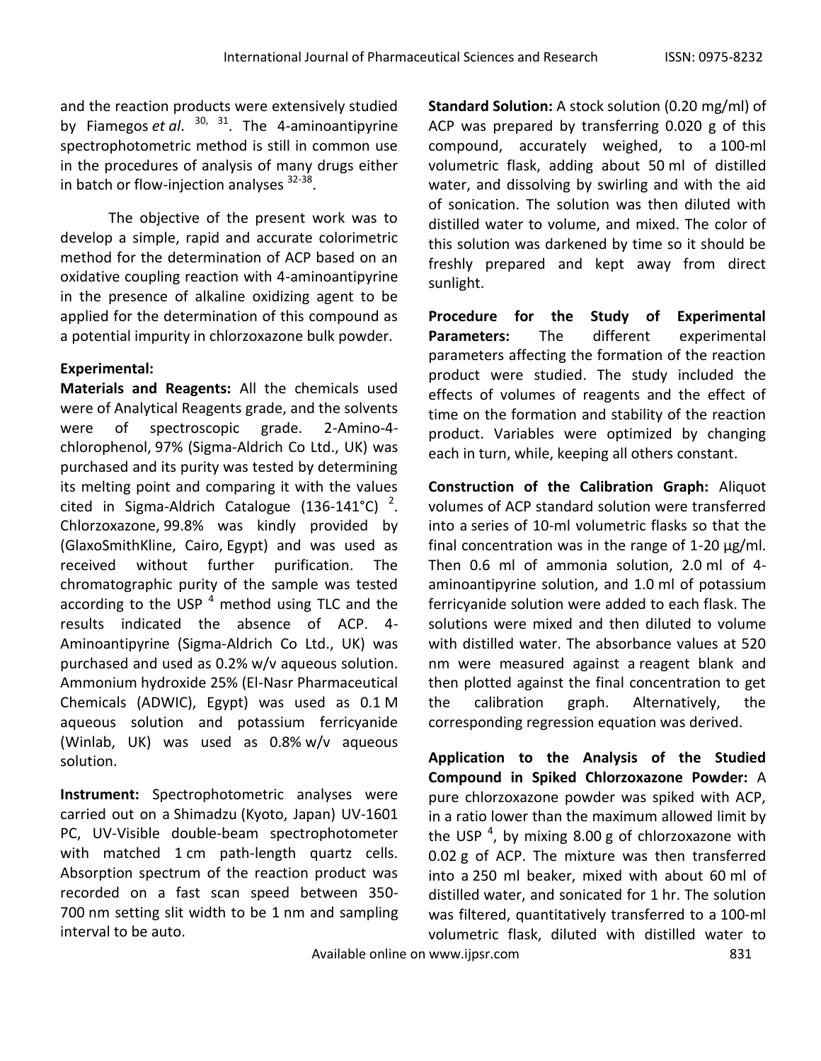and the reaction products were extensively studied by Fiamegos *et al*. [30, 31]. The 4-aminoantipyrine spectrophotometric method is still in common use in the procedures of analysis of many drugs either in batch or flow-injection analyses [32-38].

The objective of the present work was to develop a simple, rapid and accurate colorimetric method for the determination of ACP based on an oxidative coupling reaction with 4-aminoantipyrine in the presence of alkaline oxidizing agent to be applied for the determination of this compound as a potential impurity in chlorzoxazone bulk powder.

**Experimental:**

**Materials and Reagents:** All the chemicals used were of Analytical Reagents grade, and the solvents were of spectroscopic grade. 2-Amino-4-chlorophenol, 97% (Sigma-Aldrich Co Ltd., UK) was purchased and its purity was tested by determining its melting point and comparing it with the values cited in Sigma-Aldrich Catalogue (136-141°C) [2]. Chlorzoxazone, 99.8% was kindly provided by (GlaxoSmithKline, Cairo, Egypt) and was used as received without further purification. The chromatographic purity of the sample was tested according to the USP [4] method using TLC and the results indicated the absence of ACP. 4-Aminoantipyrine (Sigma-Aldrich Co Ltd., UK) was purchased and used as 0.2% w/v aqueous solution. Ammonium hydroxide 25% (El-Nasr Pharmaceutical Chemicals (ADWIC), Egypt) was used as 0.1 M aqueous solution and potassium ferricyanide (Winlab, UK) was used as 0.8% w/v aqueous solution.

**Instrument:** Spectrophotometric analyses were carried out on a Shimadzu (Kyoto, Japan) UV-1601 PC, UV-Visible double-beam spectrophotometer with matched 1 cm path-length quartz cells. Absorption spectrum of the reaction product was recorded on a fast scan speed between 350-700 nm setting slit width to be 1 nm and sampling interval to be auto.

**Standard Solution:** A stock solution (0.20 mg/ml) of ACP was prepared by transferring 0.020 g of this compound, accurately weighed, to a 100-ml volumetric flask, adding about 50 ml of distilled water, and dissolving by swirling and with the aid of sonication. The solution was then diluted with distilled water to volume, and mixed. The color of this solution was darkened by time so it should be freshly prepared and kept away from direct sunlight.

**Procedure for the Study of Experimental Parameters:** The different experimental parameters affecting the formation of the reaction product were studied. The study included the effects of volumes of reagents and the effect of time on the formation and stability of the reaction product. Variables were optimized by changing each in turn, while, keeping all others constant.

**Construction of the Calibration Graph:** Aliquot volumes of ACP standard solution were transferred into a series of 10-ml volumetric flasks so that the final concentration was in the range of 1-20 µg/ml. Then 0.6 ml of ammonia solution, 2.0 ml of 4-aminoantipyrine solution, and 1.0 ml of potassium ferricyanide solution were added to each flask. The solutions were mixed and then diluted to volume with distilled water. The absorbance values at 520 nm were measured against a reagent blank and then plotted against the final concentration to get the calibration graph. Alternatively, the corresponding regression equation was derived.

**Application to the Analysis of the Studied Compound in Spiked Chlorzoxazone Powder:** A pure chlorzoxazone powder was spiked with ACP, in a ratio lower than the maximum allowed limit by the USP [4], by mixing 8.00 g of chlorzoxazone with 0.02 g of ACP. The mixture was then transferred into a 250 ml beaker, mixed with about 60 ml of distilled water, and sonicated for 1 hr. The solution was filtered, quantitatively transferred to a 100-ml volumetric flask, diluted with distilled water to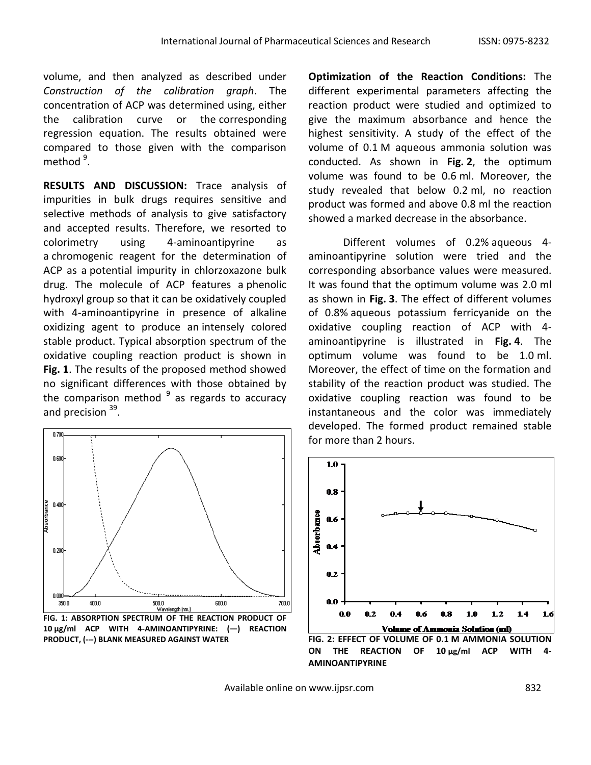volume, and then analyzed as described under *Construction of the calibration graph*. The concentration of ACP was determined using, either the calibration curve or the corresponding regression equation. The results obtained were compared to those given with the comparison method [9].

**RESULTS AND DISCUSSION:** Trace analysis of impurities in bulk drugs requires sensitive and selective methods of analysis to give satisfactory and accepted results. Therefore, we resorted to colorimetry using 4-aminoantipyrine as a chromogenic reagent for the determination of ACP as a potential impurity in chlorzoxazone bulk drug. The molecule of ACP features a phenolic hydroxyl group so that it can be oxidatively coupled with 4-aminoantipyrine in presence of alkaline oxidizing agent to produce an intensely colored stable product. Typical absorption spectrum of the oxidative coupling reaction product is shown in **Fig. 1**. The results of the proposed method showed no significant differences with those obtained by the comparison method [9] as regards to accuracy and precision [39].

FIG. 1: ABSORPTION SPECTRUM OF THE REACTION PRODUCT OF 10 μg/ml ACP WITH 4-AMINOANTIPYRINE: (—) REACTION PRODUCT, (---) BLANK MEASURED AGAINST WATER

**Optimization of the Reaction Conditions:** The different experimental parameters affecting the reaction product were studied and optimized to give the maximum absorbance and hence the highest sensitivity. A study of the effect of the volume of 0.1 M aqueous ammonia solution was conducted. As shown in **Fig. 2**, the optimum volume was found to be 0.6 ml. Moreover, the study revealed that below 0.2 ml, no reaction product was formed and above 0.8 ml the reaction showed a marked decrease in the absorbance.

Different volumes of 0.2% aqueous 4-aminoantipyrine solution were tried and the corresponding absorbance values were measured. It was found that the optimum volume was 2.0 ml as shown in **Fig. 3**. The effect of different volumes of 0.8% aqueous potassium ferricyanide on the oxidative coupling reaction of ACP with 4-aminoantipyrine is illustrated in **Fig. 4**. The optimum volume was found to be 1.0 ml. Moreover, the effect of time on the formation and stability of the reaction product was studied. The oxidative coupling reaction was found to be instantaneous and the color was immediately developed. The formed product remained stable for more than 2 hours.

FIG. 2: EFFECT OF VOLUME OF 0.1 M AMMONIA SOLUTION ON THE REACTION OF 10 μg/ml ACP WITH 4-AMINOANTIPYRINE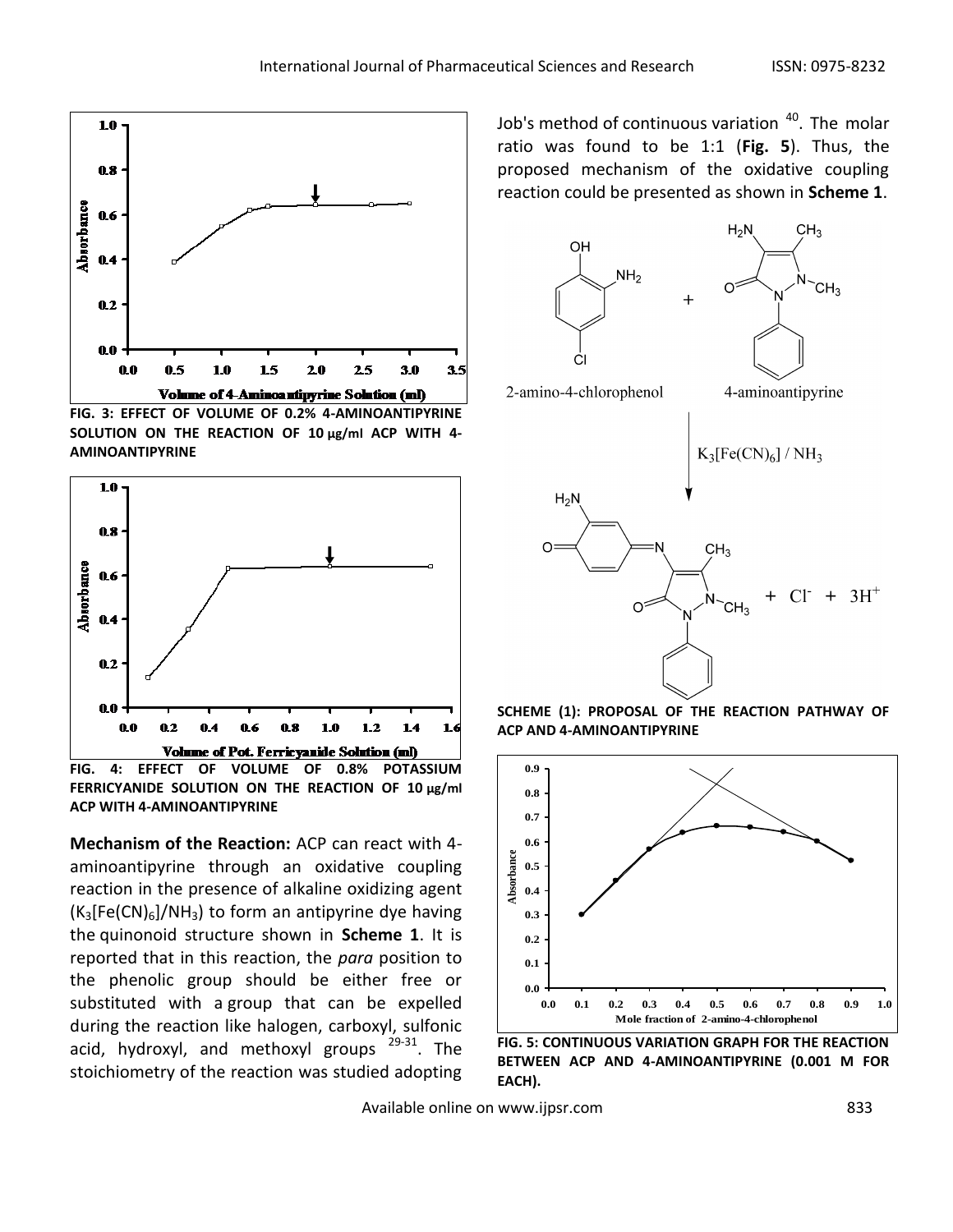FIG. 3: EFFECT OF VOLUME OF 0.2% 4-AMINOANTIPYRINE SOLUTION ON THE REACTION OF 10 μg/ml ACP WITH 4-AMINOANTIPYRINE

FIG. 4: EFFECT OF VOLUME OF 0.8% POTASSIUM FERRICYANIDE SOLUTION ON THE REACTION OF 10 μg/ml ACP WITH 4-AMINOANTIPYRINE

**Mechanism of the Reaction:** ACP can react with 4-aminoantipyrine through an oxidative coupling reaction in the presence of alkaline oxidizing agent ($K_3[Fe(CN)_6]/NH_3$) to form an antipyrine dye having the quinonoid structure shown in **Scheme 1**. It is reported that in this reaction, the *para* position to the phenolic group should be either free or substituted with a group that can be expelled during the reaction like halogen, carboxyl, sulfonic acid, hydroxyl, and methoxyl groups [29-31]. The stoichiometry of the reaction was studied adopting Job's method of continuous variation [40]. The molar ratio was found to be 1:1 (**Fig. 5**). Thus, the proposed mechanism of the oxidative coupling reaction could be presented as shown in **Scheme 1**.

SCHEME (1): PROPOSAL OF THE REACTION PATHWAY OF ACP AND 4-AMINOANTIPYRINE

FIG. 5: CONTINUOUS VARIATION GRAPH FOR THE REACTION BETWEEN ACP AND 4-AMINOANTIPYRINE (0.001 M FOR EACH).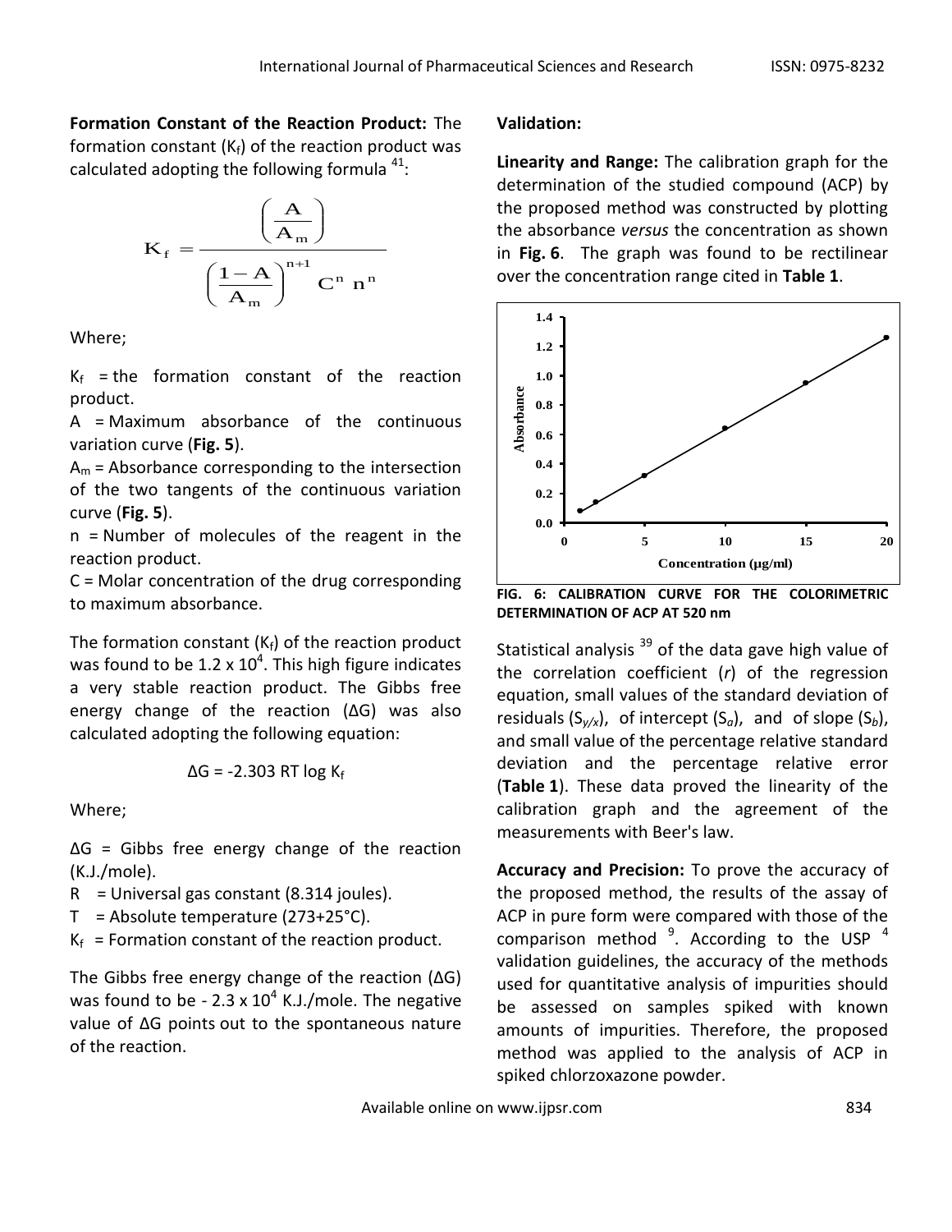**Formation Constant of the Reaction Product:** The formation constant ($K_f$) of the reaction product was calculated adopting the following formula [41]:

$$K_f = \frac{\left(\frac{A}{A_m}\right)}{\left(\frac{1-A}{A_m}\right)^{n+1} C^n \, n^n}$$

Where;

$K_f$ = the formation constant of the reaction product.

A = Maximum absorbance of the continuous variation curve (**Fig. 5**).

$A_m$ = Absorbance corresponding to the intersection of the two tangents of the continuous variation curve (**Fig. 5**).

n = Number of molecules of the reagent in the reaction product.

C = Molar concentration of the drug corresponding to maximum absorbance.

The formation constant ($K_f$) of the reaction product was found to be $1.2 \times 10^4$. This high figure indicates a very stable reaction product. The Gibbs free energy change of the reaction (ΔG) was also calculated adopting the following equation:

$$\Delta G = -2.303 \, RT \log K_f$$

Where;

ΔG = Gibbs free energy change of the reaction (K.J./mole).

R = Universal gas constant (8.314 joules).

T = Absolute temperature (273+25°C).

$K_f$ = Formation constant of the reaction product.

The Gibbs free energy change of the reaction (ΔG) was found to be $-2.3 \times 10^4$ K.J./mole. The negative value of ΔG points out to the spontaneous nature of the reaction.

**Validation:**

**Linearity and Range:** The calibration graph for the determination of the studied compound (ACP) by the proposed method was constructed by plotting the absorbance *versus* the concentration as shown in **Fig. 6**. The graph was found to be rectilinear over the concentration range cited in **Table 1**.

**FIG. 6: CALIBRATION CURVE FOR THE COLORIMETRIC DETERMINATION OF ACP AT 520 nm**

Statistical analysis [39] of the data gave high value of the correlation coefficient (*r*) of the regression equation, small values of the standard deviation of residuals ($S_{y/x}$), of intercept ($S_a$), and of slope ($S_b$), and small value of the percentage relative standard deviation and the percentage relative error (**Table 1**). These data proved the linearity of the calibration graph and the agreement of the measurements with Beer's law.

**Accuracy and Precision:** To prove the accuracy of the proposed method, the results of the assay of ACP in pure form were compared with those of the comparison method [9]. According to the USP [4] validation guidelines, the accuracy of the methods used for quantitative analysis of impurities should be assessed on samples spiked with known amounts of impurities. Therefore, the proposed method was applied to the analysis of ACP in spiked chlorzoxazone powder.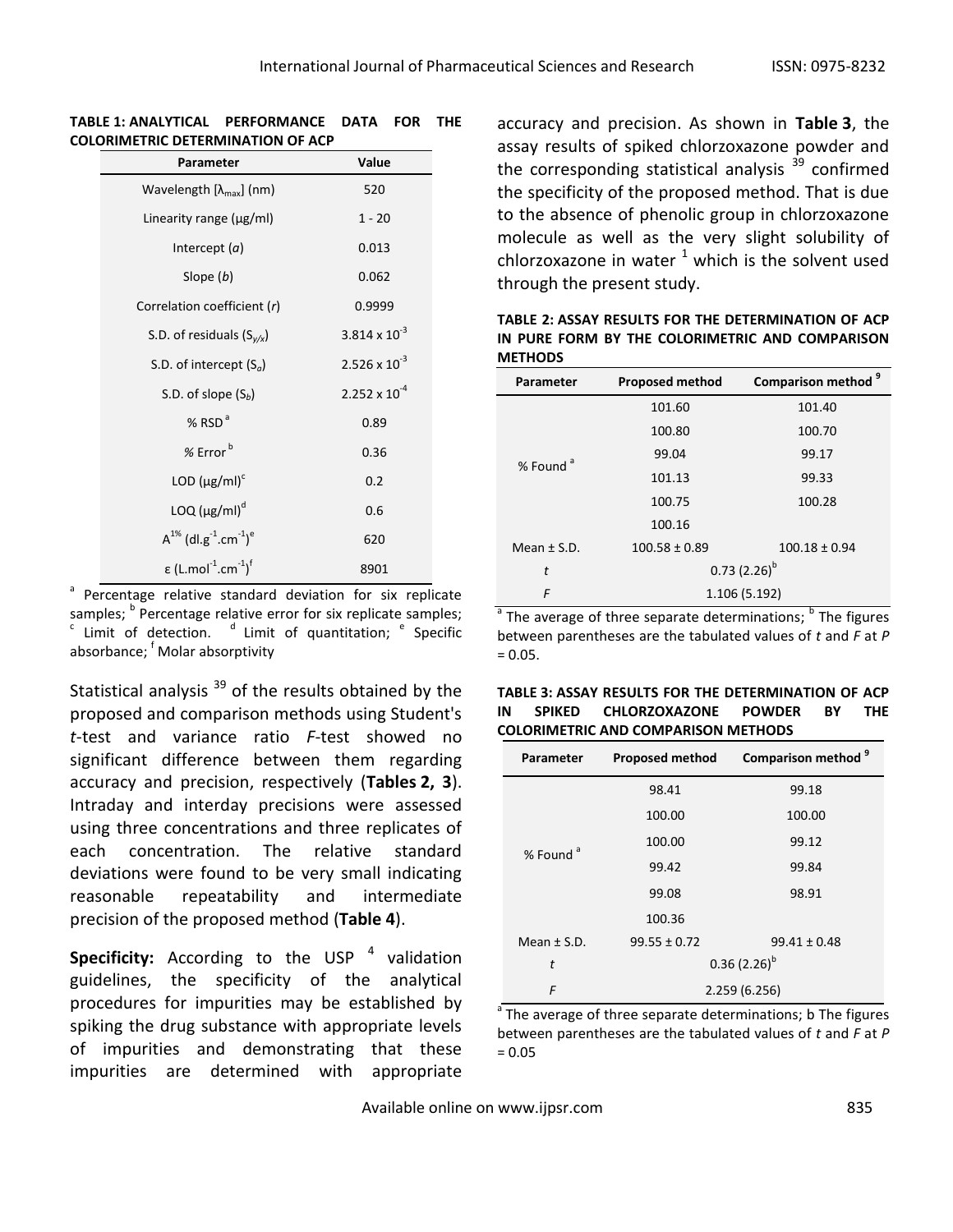**TABLE 1: ANALYTICAL PERFORMANCE DATA FOR THE COLORIMETRIC DETERMINATION OF ACP**

| Parameter | Value |
|---|---|
| Wavelength [$\lambda_{max}$] (nm) | 520 |
| Linearity range (μg/ml) | 1 - 20 |
| Intercept (*a*) | 0.013 |
| Slope (*b*) | 0.062 |
| Correlation coefficient (*r*) | 0.9999 |
| S.D. of residuals ($S_{y/x}$) | $3.814 \times 10^{-3}$ |
| S.D. of intercept ($S_a$) | $2.526 \times 10^{-3}$ |
| S.D. of slope ($S_b$) | $2.252 \times 10^{-4}$ |
| % RSD [a] | 0.89 |
| % Error [b] | 0.36 |
| LOD (μg/ml)[c] | 0.2 |
| LOQ (μg/ml)[d] | 0.6 |
| $A^{1\%}$ ($dl.g^{-1}.cm^{-1}$)[e] | 620 |
| ε ($L.mol^{-1}.cm^{-1}$)[f] | 8901 |

[a] Percentage relative standard deviation for six replicate samples; [b] Percentage relative error for six replicate samples; [c] Limit of detection. [d] Limit of quantitation; [e] Specific absorbance; [f] Molar absorptivity

Statistical analysis [39] of the results obtained by the proposed and comparison methods using Student's *t*-test and variance ratio *F*-test showed no significant difference between them regarding accuracy and precision, respectively (**Tables 2, 3**). Intraday and interday precisions were assessed using three concentrations and three replicates of each concentration. The relative standard deviations were found to be very small indicating reasonable repeatability and intermediate precision of the proposed method (**Table 4**).

**Specificity:** According to the USP [4] validation guidelines, the specificity of the analytical procedures for impurities may be established by spiking the drug substance with appropriate levels of impurities and demonstrating that these impurities are determined with appropriate accuracy and precision. As shown in **Table 3**, the assay results of spiked chlorzoxazone powder and the corresponding statistical analysis [39] confirmed the specificity of the proposed method. That is due to the absence of phenolic group in chlorzoxazone molecule as well as the very slight solubility of chlorzoxazone in water [1] which is the solvent used through the present study.

**TABLE 2: ASSAY RESULTS FOR THE DETERMINATION OF ACP IN PURE FORM BY THE COLORIMETRIC AND COMPARISON METHODS**

| Parameter | Proposed method | Comparison method [9] |
|---|---|---|
| % Found [a] | 101.60 | 101.40 |
| | 100.80 | 100.70 |
| | 99.04 | 99.17 |
| | 101.13 | 99.33 |
| | 100.75 | 100.28 |
| | 100.16 | |
| Mean ± S.D. | 100.58 ± 0.89 | 100.18 ± 0.94 |
| *t* | 0.73 (2.26)[b] | |
| *F* | 1.106 (5.192) | |

[a] The average of three separate determinations; [b] The figures between parentheses are the tabulated values of *t* and *F* at *P* = 0.05.

**TABLE 3: ASSAY RESULTS FOR THE DETERMINATION OF ACP IN SPIKED CHLORZOXAZONE POWDER BY THE COLORIMETRIC AND COMPARISON METHODS**

| Parameter | Proposed method | Comparison method [9] |
|---|---|---|
| % Found [a] | 98.41 | 99.18 |
| | 100.00 | 100.00 |
| | 100.00 | 99.12 |
| | 99.42 | 99.84 |
| | 99.08 | 98.91 |
| | 100.36 | |
| Mean ± S.D. | 99.55 ± 0.72 | 99.41 ± 0.48 |
| *t* | 0.36 (2.26)[b] | |
| *F* | 2.259 (6.256) | |

[a] The average of three separate determinations; b The figures between parentheses are the tabulated values of *t* and *F* at *P* = 0.05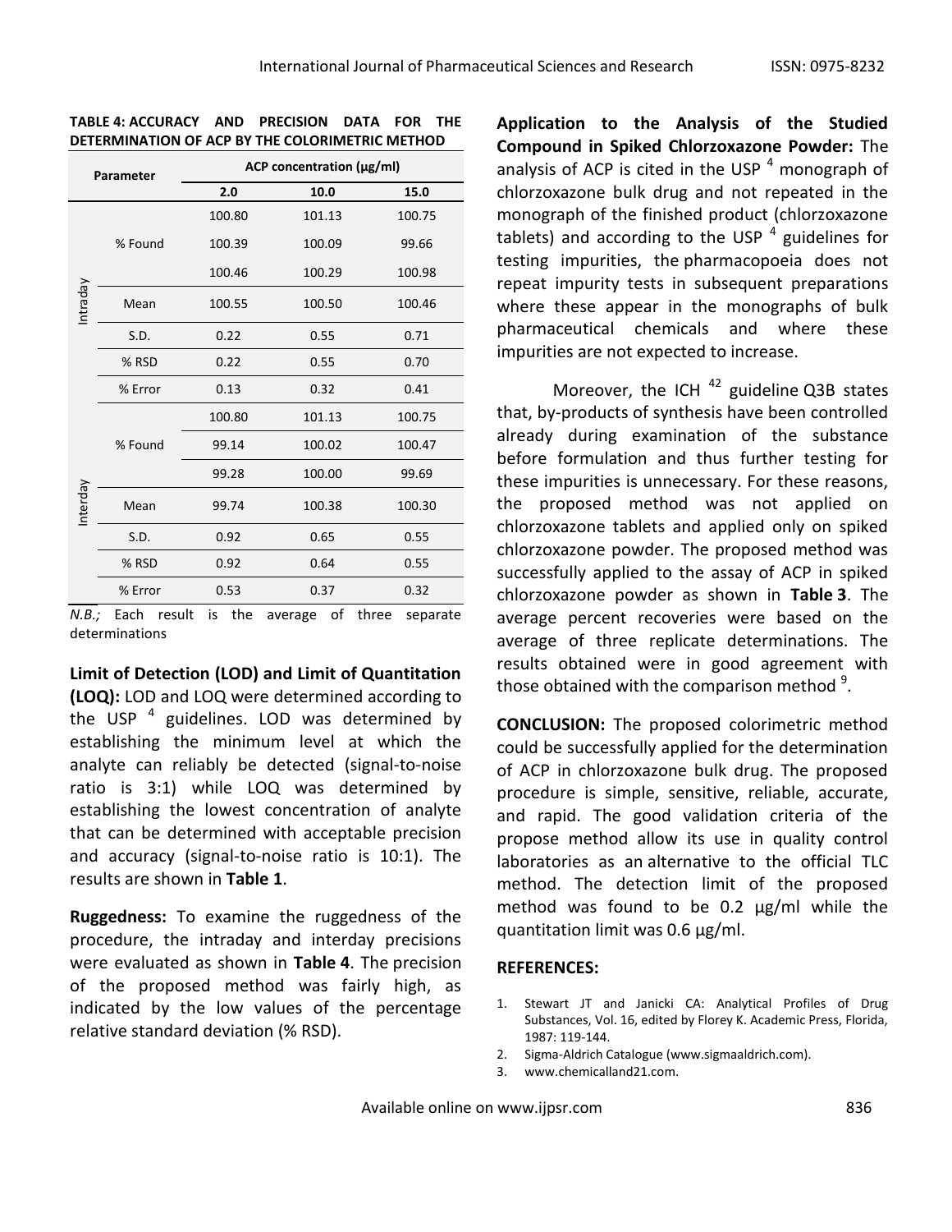**TABLE 4: ACCURACY AND PRECISION DATA FOR THE DETERMINATION OF ACP BY THE COLORIMETRIC METHOD**

| Parameter | | ACP concentration (µg/ml) | | |
|---|---|---|---|---|
| | | 2.0 | 10.0 | 15.0 |
| Intraday | % Found | 100.80 | 101.13 | 100.75 |
| | | 100.39 | 100.09 | 99.66 |
| | | 100.46 | 100.29 | 100.98 |
| | Mean | 100.55 | 100.50 | 100.46 |
| | S.D. | 0.22 | 0.55 | 0.71 |
| | % RSD | 0.22 | 0.55 | 0.70 |
| | % Error | 0.13 | 0.32 | 0.41 |
| Interday | % Found | 100.80 | 101.13 | 100.75 |
| | | 99.14 | 100.02 | 100.47 |
| | | 99.28 | 100.00 | 99.69 |
| | Mean | 99.74 | 100.38 | 100.30 |
| | S.D. | 0.92 | 0.65 | 0.55 |
| | % RSD | 0.92 | 0.64 | 0.55 |
| | % Error | 0.53 | 0.37 | 0.32 |

*N.B.;* Each result is the average of three separate determinations

**Limit of Detection (LOD) and Limit of Quantitation (LOQ):** LOD and LOQ were determined according to the USP [4] guidelines. LOD was determined by establishing the minimum level at which the analyte can reliably be detected (signal-to-noise ratio is 3:1) while LOQ was determined by establishing the lowest concentration of analyte that can be determined with acceptable precision and accuracy (signal-to-noise ratio is 10:1). The results are shown in **Table 1**.

**Ruggedness:** To examine the ruggedness of the procedure, the intraday and interday precisions were evaluated as shown in **Table 4**. The precision of the proposed method was fairly high, as indicated by the low values of the percentage relative standard deviation (% RSD).

**Application to the Analysis of the Studied Compound in Spiked Chlorzoxazone Powder:** The analysis of ACP is cited in the USP [4] monograph of chlorzoxazone bulk drug and not repeated in the monograph of the finished product (chlorzoxazone tablets) and according to the USP [4] guidelines for testing impurities, the pharmacopoeia does not repeat impurity tests in subsequent preparations where these appear in the monographs of bulk pharmaceutical chemicals and where these impurities are not expected to increase.

Moreover, the ICH [42] guideline Q3B states that, by-products of synthesis have been controlled already during examination of the substance before formulation and thus further testing for these impurities is unnecessary. For these reasons, the proposed method was not applied on chlorzoxazone tablets and applied only on spiked chlorzoxazone powder. The proposed method was successfully applied to the assay of ACP in spiked chlorzoxazone powder as shown in **Table 3**. The average percent recoveries were based on the average of three replicate determinations. The results obtained were in good agreement with those obtained with the comparison method [9].

**CONCLUSION:** The proposed colorimetric method could be successfully applied for the determination of ACP in chlorzoxazone bulk drug. The proposed procedure is simple, sensitive, reliable, accurate, and rapid. The good validation criteria of the propose method allow its use in quality control laboratories as an alternative to the official TLC method. The detection limit of the proposed method was found to be 0.2 µg/ml while the quantitation limit was 0.6 µg/ml.

**REFERENCES:**

1. Stewart JT and Janicki CA: Analytical Profiles of Drug Substances, Vol. 16, edited by Florey K. Academic Press, Florida, 1987: 119-144.
2. Sigma-Aldrich Catalogue (www.sigmaaldrich.com).
3. www.chemicalland21.com.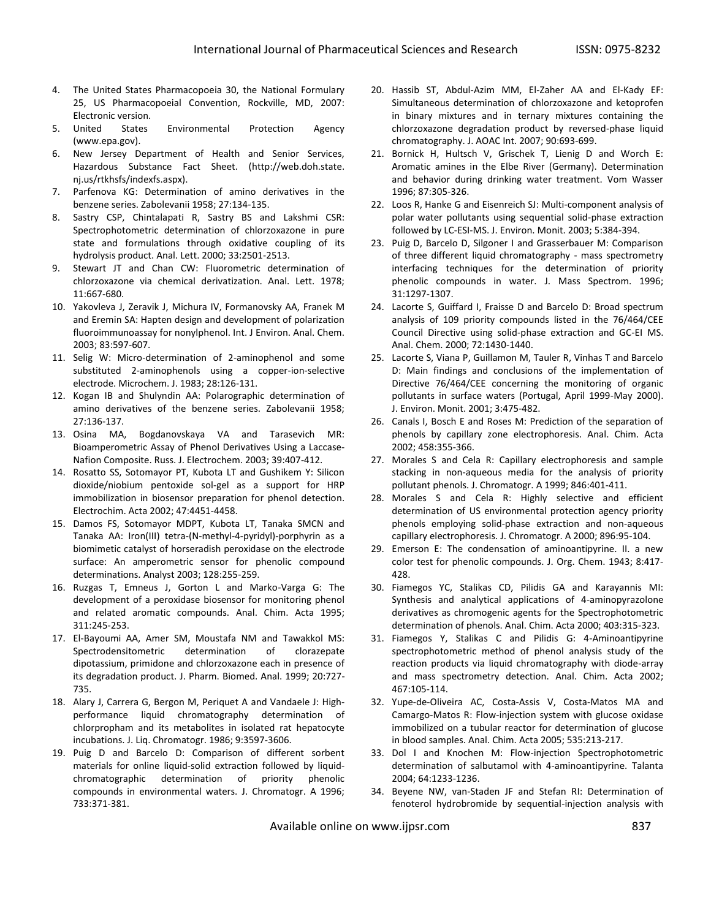4. The United States Pharmacopoeia 30, the National Formulary 25, US Pharmacopoeial Convention, Rockville, MD, 2007: Electronic version.
5. United States Environmental Protection Agency (www.epa.gov).
6. New Jersey Department of Health and Senior Services, Hazardous Substance Fact Sheet. (http://web.doh.state.nj.us/rtkhsfs/indexfs.aspx).
7. Parfenova KG: Determination of amino derivatives in the benzene series. Zabolevanii 1958; 27:134-135.
8. Sastry CSP, Chintalapati R, Sastry BS and Lakshmi CSR: Spectrophotometric determination of chlorzoxazone in pure state and formulations through oxidative coupling of its hydrolysis product. Anal. Lett. 2000; 33:2501-2513.
9. Stewart JT and Chan CW: Fluorometric determination of chlorzoxazone via chemical derivatization. Anal. Lett. 1978; 11:667-680.
10. Yakovleva J, Zeravik J, Michura IV, Formanovsky AA, Franek M and Eremin SA: Hapten design and development of polarization fluoroimmunoassay for nonylphenol. Int. J Environ. Anal. Chem. 2003; 83:597-607.
11. Selig W: Micro-determination of 2-aminophenol and some substituted 2-aminophenols using a copper-ion-selective electrode. Microchem. J. 1983; 28:126-131.
12. Kogan IB and Shulyndin AA: Polarographic determination of amino derivatives of the benzene series. Zabolevanii 1958; 27:136-137.
13. Osina MA, Bogdanovskaya VA and Tarasevich MR: Bioamperometric Assay of Phenol Derivatives Using a Laccase-Nafion Composite. Russ. J. Electrochem. 2003; 39:407-412.
14. Rosatto SS, Sotomayor PT, Kubota LT and Gushikem Y: Silicon dioxide/niobium pentoxide sol-gel as a support for HRP immobilization in biosensor preparation for phenol detection. Electrochim. Acta 2002; 47:4451-4458.
15. Damos FS, Sotomayor MDPT, Kubota LT, Tanaka SMCN and Tanaka AA: Iron(III) tetra-(N-methyl-4-pyridyl)-porphyrin as a biomimetic catalyst of horseradish peroxidase on the electrode surface: An amperometric sensor for phenolic compound determinations. Analyst 2003; 128:255-259.
16. Ruzgas T, Emneus J, Gorton L and Marko-Varga G: The development of a peroxidase biosensor for monitoring phenol and related aromatic compounds. Anal. Chim. Acta 1995; 311:245-253.
17. El-Bayoumi AA, Amer SM, Moustafa NM and Tawakkol MS: Spectrodensitometric determination of clorazepate dipotassium, primidone and chlorzoxazone each in presence of its degradation product. J. Pharm. Biomed. Anal. 1999; 20:727-735.
18. Alary J, Carrera G, Bergon M, Periquet A and Vandaele J: High-performance liquid chromatography determination of chlorpropham and its metabolites in isolated rat hepatocyte incubations. J. Liq. Chromatogr. 1986; 9:3597-3606.
19. Puig D and Barcelo D: Comparison of different sorbent materials for online liquid-solid extraction followed by liquid-chromatographic determination of priority phenolic compounds in environmental waters. J. Chromatogr. A 1996; 733:371-381.
20. Hassib ST, Abdul-Azim MM, El-Zaher AA and El-Kady EF: Simultaneous determination of chlorzoxazone and ketoprofen in binary mixtures and in ternary mixtures containing the chlorzoxazone degradation product by reversed-phase liquid chromatography. J. AOAC Int. 2007; 90:693-699.
21. Bornick H, Hultsch V, Grischek T, Lienig D and Worch E: Aromatic amines in the Elbe River (Germany). Determination and behavior during drinking water treatment. Vom Wasser 1996; 87:305-326.
22. Loos R, Hanke G and Eisenreich SJ: Multi-component analysis of polar water pollutants using sequential solid-phase extraction followed by LC-ESI-MS. J. Environ. Monit. 2003; 5:384-394.
23. Puig D, Barcelo D, Silgoner I and Grasserbauer M: Comparison of three different liquid chromatography - mass spectrometry interfacing techniques for the determination of priority phenolic compounds in water. J. Mass Spectrom. 1996; 31:1297-1307.
24. Lacorte S, Guiffard I, Fraisse D and Barcelo D: Broad spectrum analysis of 109 priority compounds listed in the 76/464/CEE Council Directive using solid-phase extraction and GC-EI MS. Anal. Chem. 2000; 72:1430-1440.
25. Lacorte S, Viana P, Guillamon M, Tauler R, Vinhas T and Barcelo D: Main findings and conclusions of the implementation of Directive 76/464/CEE concerning the monitoring of organic pollutants in surface waters (Portugal, April 1999-May 2000). J. Environ. Monit. 2001; 3:475-482.
26. Canals I, Bosch E and Roses M: Prediction of the separation of phenols by capillary zone electrophoresis. Anal. Chim. Acta 2002; 458:355-366.
27. Morales S and Cela R: Capillary electrophoresis and sample stacking in non-aqueous media for the analysis of priority pollutant phenols. J. Chromatogr. A 1999; 846:401-411.
28. Morales S and Cela R: Highly selective and efficient determination of US environmental protection agency priority phenols employing solid-phase extraction and non-aqueous capillary electrophoresis. J. Chromatogr. A 2000; 896:95-104.
29. Emerson E: The condensation of aminoantipyrine. II. a new color test for phenolic compounds. J. Org. Chem. 1943; 8:417-428.
30. Fiamegos YC, Stalikas CD, Pilidis GA and Karayannis MI: Synthesis and analytical applications of 4-aminopyrazolone derivatives as chromogenic agents for the Spectrophotometric determination of phenols. Anal. Chim. Acta 2000; 403:315-323.
31. Fiamegos Y, Stalikas C and Pilidis G: 4-Aminoantipyrine spectrophotometric method of phenol analysis study of the reaction products via liquid chromatography with diode-array and mass spectrometry detection. Anal. Chim. Acta 2002; 467:105-114.
32. Yupe-de-Oliveira AC, Costa-Assis V, Costa-Matos MA and Camargo-Matos R: Flow-injection system with glucose oxidase immobilized on a tubular reactor for determination of glucose in blood samples. Anal. Chim. Acta 2005; 535:213-217.
33. Dol I and Knochen M: Flow-injection Spectrophotometric determination of salbutamol with 4-aminoantipyrine. Talanta 2004; 64:1233-1236.
34. Beyene NW, van-Staden JF and Stefan RI: Determination of fenoterol hydrobromide by sequential-injection analysis with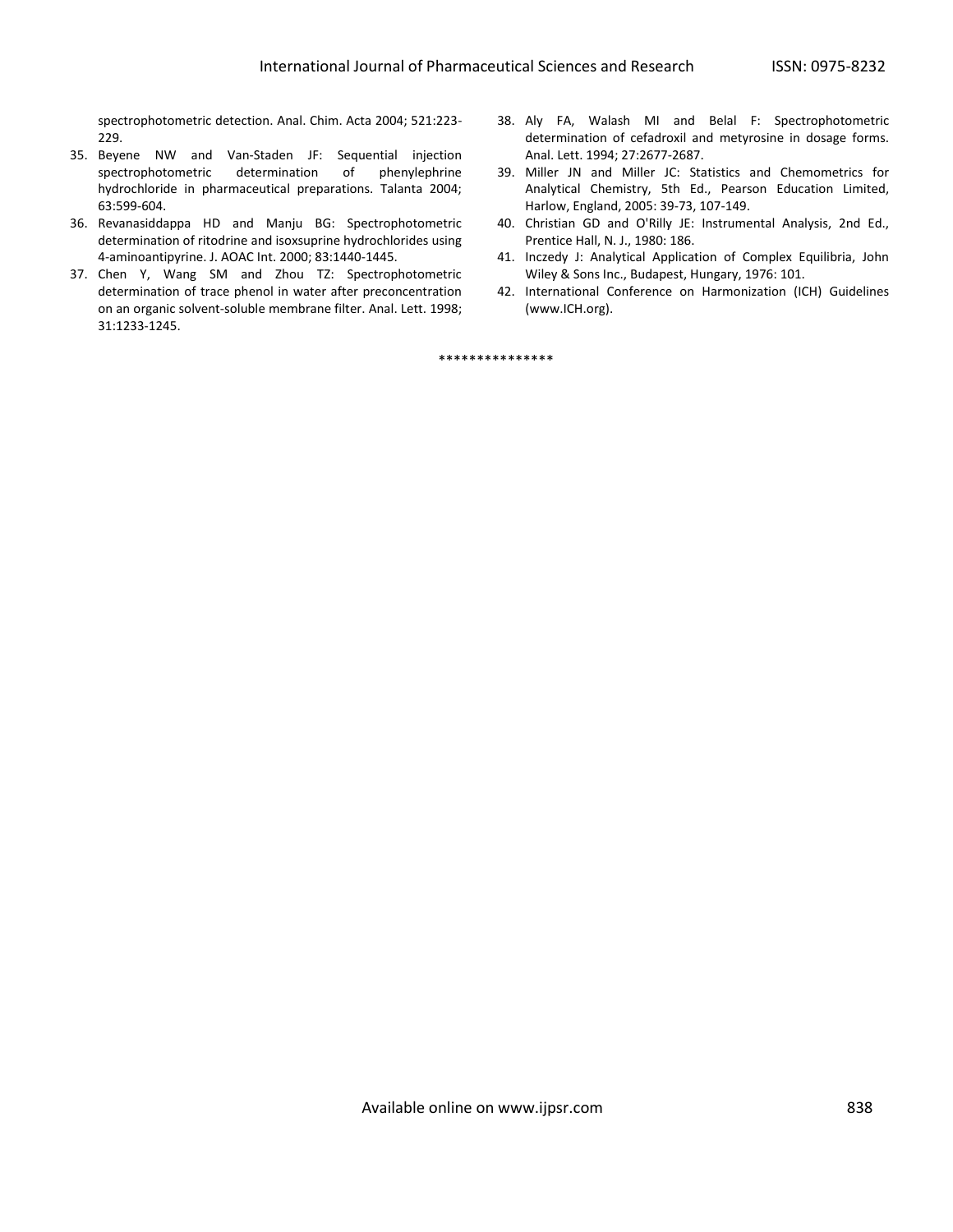spectrophotometric detection. Anal. Chim. Acta 2004; 521:223-229.

35. Beyene NW and Van-Staden JF: Sequential injection spectrophotometric determination of phenylephrine hydrochloride in pharmaceutical preparations. Talanta 2004; 63:599-604.
36. Revanasiddappa HD and Manju BG: Spectrophotometric determination of ritodrine and isoxsuprine hydrochlorides using 4-aminoantipyrine. J. AOAC Int. 2000; 83:1440-1445.
37. Chen Y, Wang SM and Zhou TZ: Spectrophotometric determination of trace phenol in water after preconcentration on an organic solvent-soluble membrane filter. Anal. Lett. 1998; 31:1233-1245.
38. Aly FA, Walash MI and Belal F: Spectrophotometric determination of cefadroxil and metyrosine in dosage forms. Anal. Lett. 1994; 27:2677-2687.
39. Miller JN and Miller JC: Statistics and Chemometrics for Analytical Chemistry, 5th Ed., Pearson Education Limited, Harlow, England, 2005: 39-73, 107-149.
40. Christian GD and O'Rilly JE: Instrumental Analysis, 2nd Ed., Prentice Hall, N. J., 1980: 186.
41. Inczedy J: Analytical Application of Complex Equilibria, John Wiley & Sons Inc., Budapest, Hungary, 1976: 101.
42. International Conference on Harmonization (ICH) Guidelines (www.ICH.org).

***************